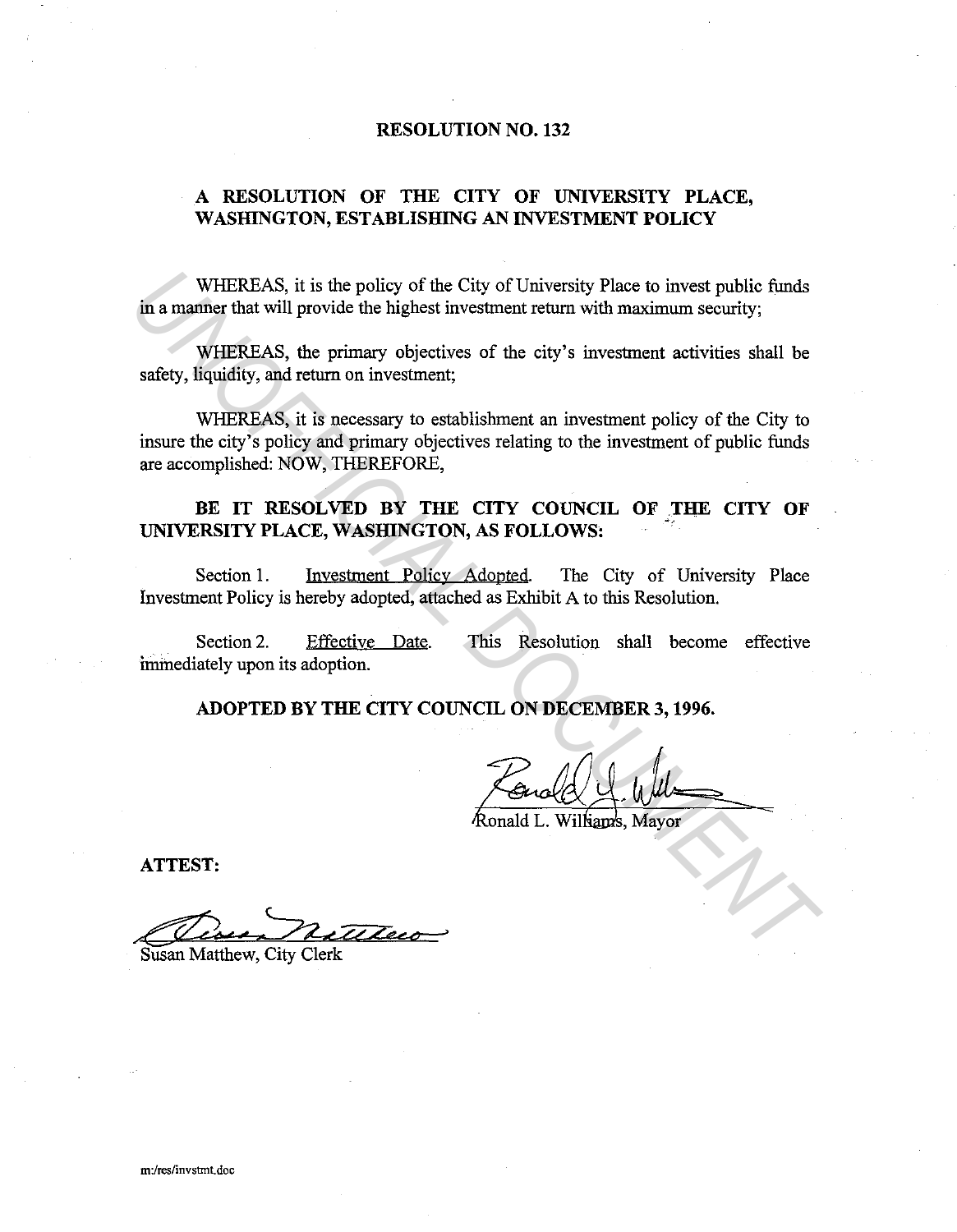# RESOLUTION NO. 132

## A RESOLUTION OF THE CITY OF UNIVERSITY PLACE, WASHINGTON, ESTABLISHING AN INVESTMENT POLICY

WHEREAS, it is the policy of the City of University Place to invest public funds in a manner that will provide the highest investment return with maximum security;

WHEREAS, the primary objectives of the city's investment activities shall be safety, liquidity, and return on investment;

WHEREAS, it is necessary to establishment an investment policy of the City to insure the city's policy and primary objectives relating to the investment of public funds are accomplished: NOW, THEREFORE,

**BE IT RESOLVED BY THE CITY COUNCIL OF THE CITY OF UNIVERSITY PLACE, WASHINGTON, AS FOLLOWS:**

Section 1. Investment Policy Adopted. The City of University Place Investment Policy is hereby adopted, attached as Exhibit A to this Resolution.

Section 2. Effective Date. This Resolution shall become effective immediately upon its adoption.

**ADOPTED BY THE CITY COUNCIL ON DECEMBER 3, 1996.**

Ronald L. Williams, Mayor

**ATTEST:**

Susan Matthew, City Clerk

m:/res/invstmt.doc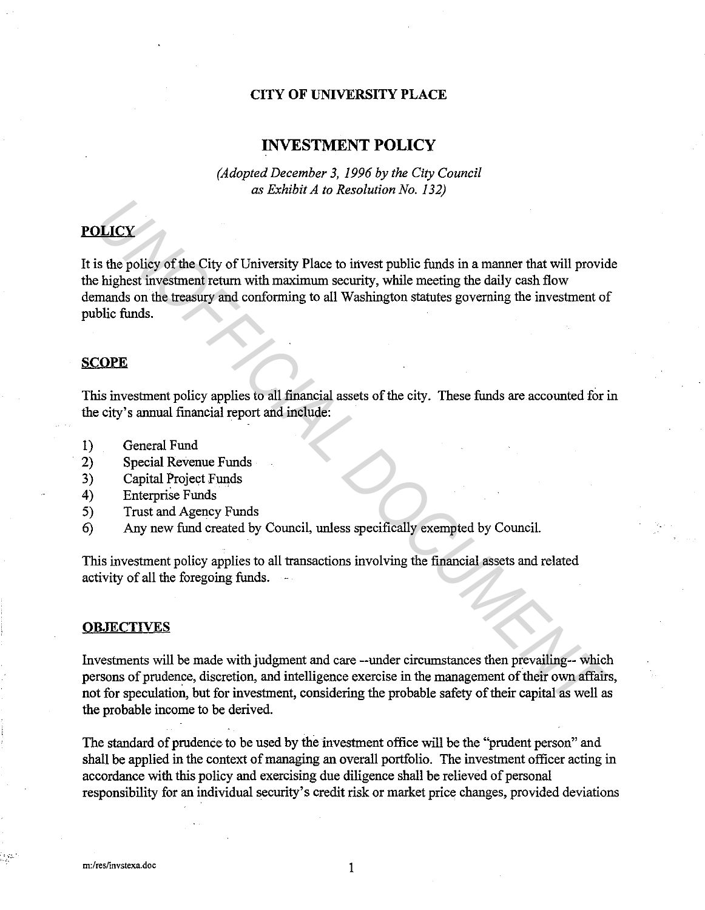**CITY OF UNIVERSITY PLACE**

# INVESTMENT POLICY

*(Adopted December 3, 1996 by the City Council as Exhibit A to Resolution No. 132)*

## POLICY

It is the policy of the City of University Place to invest public funds in a manner that will provide the highest investment return with maximum security, while meeting the daily cash flow demands on the treasury and conforming to all Washington statutes governing the investment of public funds.

## SCOPE

This investment policy applies to all financial assets of the city. These funds are accounted for in the city's annual financial report and include:

1) General Fund
2) Special Revenue Funds
3) Capital Project Funds
4) Enterprise Funds
5) Trust and Agency Funds
6) Any new fund created by Council, unless specifically exempted by Council.

This investment policy applies to all transactions involving the financial assets and related activity of all the foregoing funds.

## OBJECTIVES

Investments will be made with judgment and care --under circumstances then prevailing-- which persons of prudence, discretion, and intelligence exercise in the management of their own affairs, not for speculation, but for investment, considering the probable safety of their capital as well as the probable income to be derived.

The standard of prudence to be used by the investment office will be the "prudent person" and shall be applied in the context of managing an overall portfolio. The investment officer acting in accordance with this policy and exercising due diligence shall be relieved of personal responsibility for an individual security's credit risk or market price changes, provided deviations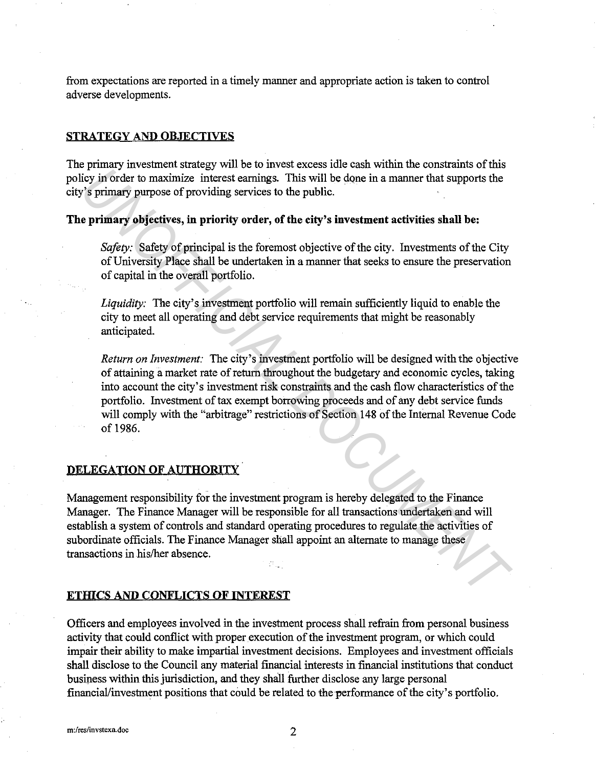from expectations are reported in a timely manner and appropriate action is taken to control adverse developments.

## STRATEGY AND OBJECTIVES

The primary investment strategy will be to invest excess idle cash within the constraints of this policy in order to maximize interest earnings. This will be done in a manner that supports the city's primary purpose of providing services to the public.

**The primary objectives, in priority order, of the city's investment activities shall be:**

*Safety:* Safety of principal is the foremost objective of the city. Investments of the City of University Place shall be undertaken in a manner that seeks to ensure the preservation of capital in the overall portfolio.

*Liquidity:* The city's investment portfolio will remain sufficiently liquid to enable the city to meet all operating and debt service requirements that might be reasonably anticipated.

*Return on Investment:* The city's investment portfolio will be designed with the objective of attaining a market rate of return throughout the budgetary and economic cycles, taking into account the city's investment risk constraints and the cash flow characteristics of the portfolio. Investment of tax exempt borrowing proceeds and of any debt service funds will comply with the "arbitrage" restrictions of Section 148 of the Internal Revenue Code of 1986.

## DELEGATION OF AUTHORITY

Management responsibility for the investment program is hereby delegated to the Finance Manager. The Finance Manager will be responsible for all transactions undertaken and will establish a system of controls and standard operating procedures to regulate the activities of subordinate officials. The Finance Manager shall appoint an alternate to manage these transactions in his/her absence.

## ETHICS AND CONFLICTS OF INTEREST

Officers and employees involved in the investment process shall refrain from personal business activity that could conflict with proper execution of the investment program, or which could impair their ability to make impartial investment decisions. Employees and investment officials shall disclose to the Council any material financial interests in financial institutions that conduct business within this jurisdiction, and they shall further disclose any large personal financial/investment positions that could be related to the performance of the city's portfolio.

m:/res/invstexa.doc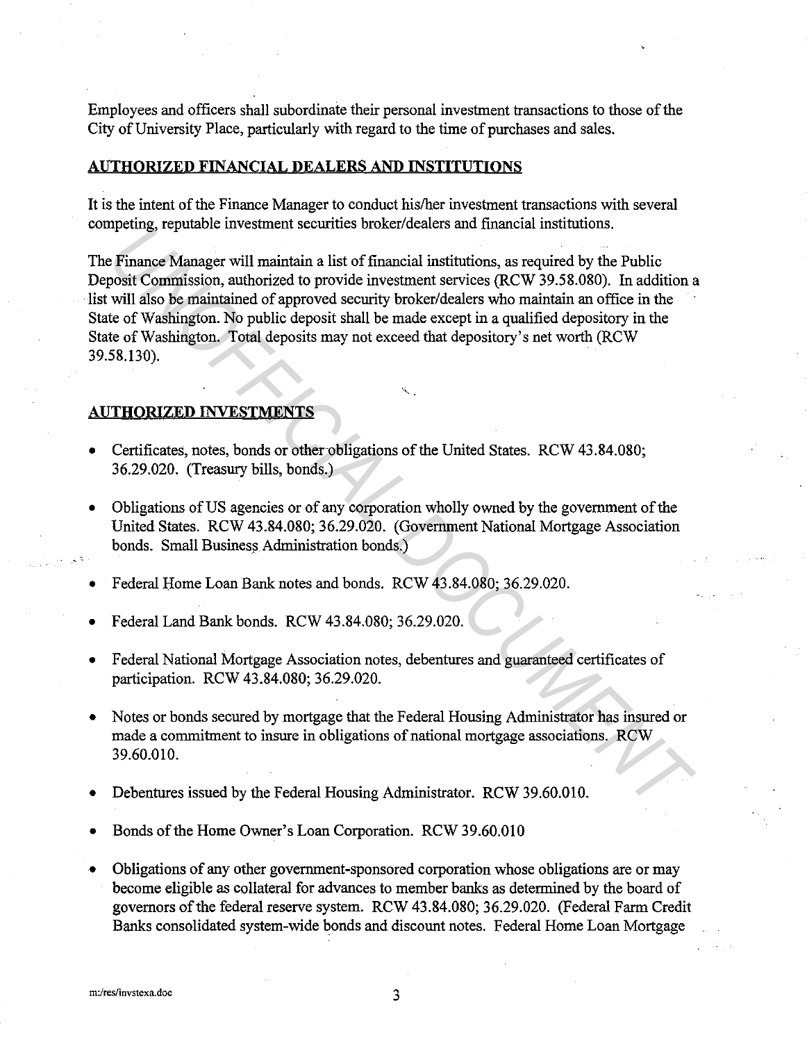Employees and officers shall subordinate their personal investment transactions to those of the City of University Place, particularly with regard to the time of purchases and sales.

## AUTHORIZED FINANCIAL DEALERS AND INSTITUTIONS

It is the intent of the Finance Manager to conduct his/her investment transactions with several competing, reputable investment securities broker/dealers and financial institutions.

The Finance Manager will maintain a list of financial institutions, as required by the Public Deposit Commission, authorized to provide investment services (RCW 39.58.080). In addition a list will also be maintained of approved security broker/dealers who maintain an office in the State of Washington. No public deposit shall be made except in a qualified depository in the State of Washington. Total deposits may not exceed that depository's net worth (RCW 39.58.130).

## AUTHORIZED INVESTMENTS

- Certificates, notes, bonds or other obligations of the United States. RCW 43.84.080; 36.29.020. (Treasury bills, bonds.)
- Obligations of US agencies or of any corporation wholly owned by the government of the United States. RCW 43.84.080; 36.29.020. (Government National Mortgage Association bonds. Small Business Administration bonds.)
- Federal Home Loan Bank notes and bonds. RCW 43.84.080; 36.29.020.
- Federal Land Bank bonds. RCW 43.84.080; 36.29.020.
- Federal National Mortgage Association notes, debentures and guaranteed certificates of participation. RCW 43.84.080; 36.29.020.
- Notes or bonds secured by mortgage that the Federal Housing Administrator has insured or made a commitment to insure in obligations of national mortgage associations. RCW 39.60.010.
- Debentures issued by the Federal Housing Administrator. RCW 39.60.010.
- Bonds of the Home Owner's Loan Corporation. RCW 39.60.010
- Obligations of any other government-sponsored corporation whose obligations are or may become eligible as collateral for advances to member banks as determined by the board of governors of the federal reserve system. RCW 43.84.080; 36.29.020. (Federal Farm Credit Banks consolidated system-wide bonds and discount notes. Federal Home Loan Mortgage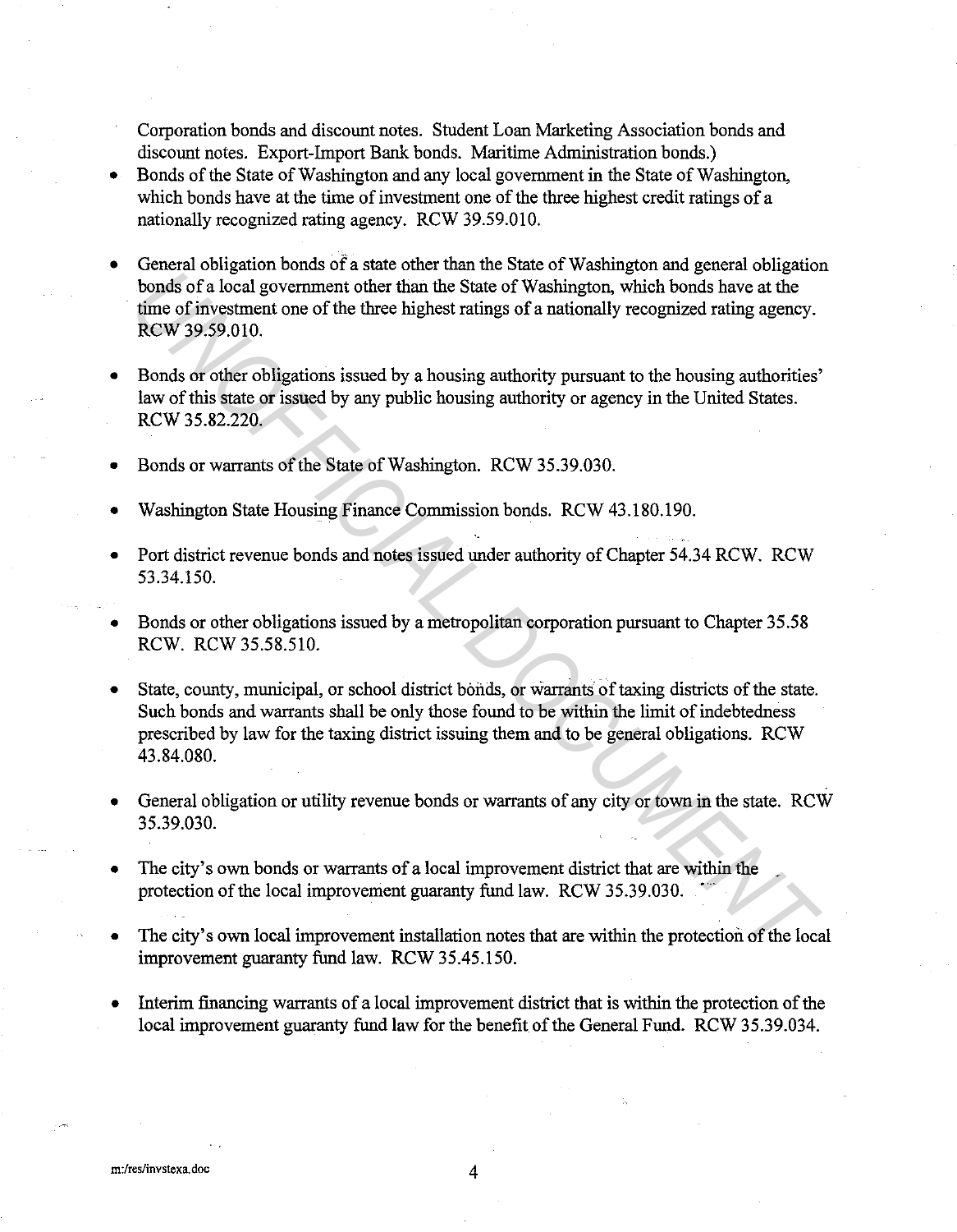Corporation bonds and discount notes. Student Loan Marketing Association bonds and discount notes. Export-Import Bank bonds. Maritime Administration bonds.)

- Bonds of the State of Washington and any local government in the State of Washington, which bonds have at the time of investment one of the three highest credit ratings of a nationally recognized rating agency. RCW 39.59.010.

- General obligation bonds of a state other than the State of Washington and general obligation bonds of a local government other than the State of Washington, which bonds have at the time of investment one of the three highest ratings of a nationally recognized rating agency. RCW 39.59.010.

- Bonds or other obligations issued by a housing authority pursuant to the housing authorities' law of this state or issued by any public housing authority or agency in the United States. RCW 35.82.220.

- Bonds or warrants of the State of Washington. RCW 35.39.030.

- Washington State Housing Finance Commission bonds. RCW 43.180.190.

- Port district revenue bonds and notes issued under authority of Chapter 54.34 RCW. RCW 53.34.150.

- Bonds or other obligations issued by a metropolitan corporation pursuant to Chapter 35.58 RCW. RCW 35.58.510.

- State, county, municipal, or school district bonds, or warrants of taxing districts of the state. Such bonds and warrants shall be only those found to be within the limit of indebtedness prescribed by law for the taxing district issuing them and to be general obligations. RCW 43.84.080.

- General obligation or utility revenue bonds or warrants of any city or town in the state. RCW 35.39.030.

- The city's own bonds or warrants of a local improvement district that are within the protection of the local improvement guaranty fund law. RCW 35.39.030.

- The city's own local improvement installation notes that are within the protection of the local improvement guaranty fund law. RCW 35.45.150.

- Interim financing warrants of a local improvement district that is within the protection of the local improvement guaranty fund law for the benefit of the General Fund. RCW 35.39.034.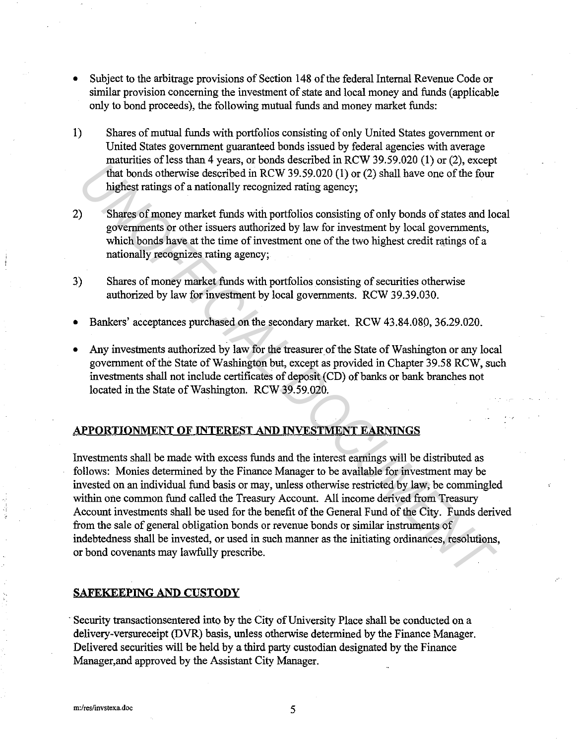- Subject to the arbitrage provisions of Section 148 of the federal Internal Revenue Code or similar provision concerning the investment of state and local money and funds (applicable only to bond proceeds), the following mutual funds and money market funds:

1) Shares of mutual funds with portfolios consisting of only United States government or United States government guaranteed bonds issued by federal agencies with average maturities of less than 4 years, or bonds described in RCW 39.59.020 (1) or (2), except that bonds otherwise described in RCW 39.59.020 (1) or (2) shall have one of the four highest ratings of a nationally recognized rating agency;

2) Shares of money market funds with portfolios consisting of only bonds of states and local governments or other issuers authorized by law for investment by local governments, which bonds have at the time of investment one of the two highest credit ratings of a nationally recognizes rating agency;

3) Shares of money market funds with portfolios consisting of securities otherwise authorized by law for investment by local governments. RCW 39.39.030.

- Bankers' acceptances purchased on the secondary market. RCW 43.84.080, 36.29.020.

- Any investments authorized by law for the treasurer of the State of Washington or any local government of the State of Washington but, except as provided in Chapter 39.58 RCW, such investments shall not include certificates of deposit (CD) of banks or bank branches not located in the State of Washington. RCW 39.59.020.

## APPORTIONMENT OF INTEREST AND INVESTMENT EARNINGS

Investments shall be made with excess funds and the interest earnings will be distributed as follows: Monies determined by the Finance Manager to be available for investment may be invested on an individual fund basis or may, unless otherwise restricted by law, be commingled within one common fund called the Treasury Account. All income derived from Treasury Account investments shall be used for the benefit of the General Fund of the City. Funds derived from the sale of general obligation bonds or revenue bonds or similar instruments of indebtedness shall be invested, or used in such manner as the initiating ordinances, resolutions, or bond covenants may lawfully prescribe.

## SAFEKEEPING AND CUSTODY

Security transactionsentered into by the City of University Place shall be conducted on a delivery-versureceipt (DVR) basis, unless otherwise determined by the Finance Manager. Delivered securities will be held by a third party custodian designated by the Finance Manager,and approved by the Assistant City Manager.

m:/res/invstexa.doc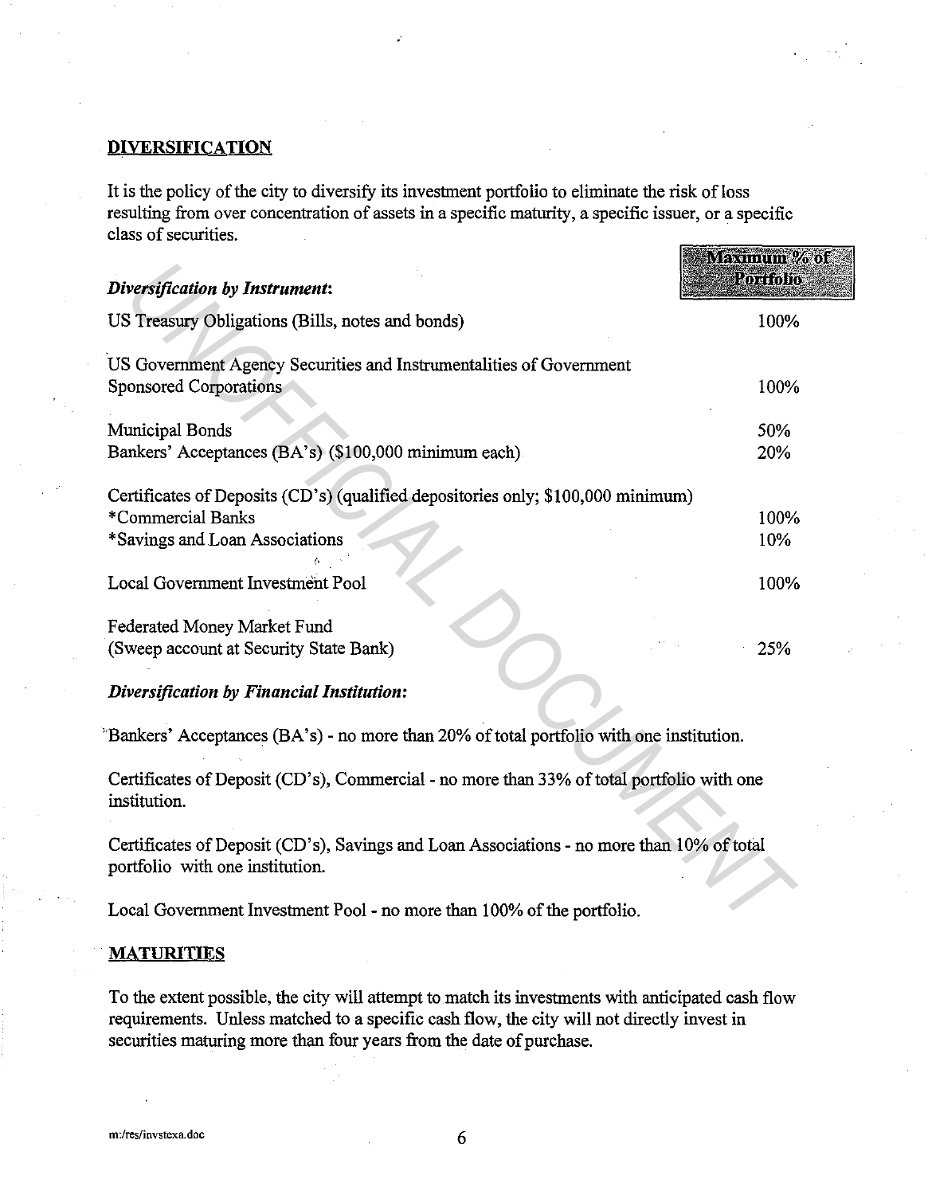## DIVERSIFICATION

It is the policy of the city to diversify its investment portfolio to eliminate the risk of loss resulting from over concentration of assets in a specific maturity, a specific issuer, or a specific class of securities.

| *Diversification by Instrument:* | Maximum % of Portfolio |
|---|---|
| US Treasury Obligations (Bills, notes and bonds) | 100% |
| US Government Agency Securities and Instrumentalities of Government Sponsored Corporations | 100% |
| Municipal Bonds | 50% |
| Bankers' Acceptances (BA's) ($100,000 minimum each) | 20% |
| Certificates of Deposits (CD's) (qualified depositories only; $100,000 minimum) | |
| *Commercial Banks | 100% |
| *Savings and Loan Associations | 10% |
| Local Government Investment Pool | 100% |
| Federated Money Market Fund (Sweep account at Security State Bank) | 25% |

***Diversification by Financial Institution:***

Bankers' Acceptances (BA's) - no more than 20% of total portfolio with one institution.

Certificates of Deposit (CD's), Commercial - no more than 33% of total portfolio with one institution.

Certificates of Deposit (CD's), Savings and Loan Associations - no more than 10% of total portfolio with one institution.

Local Government Investment Pool - no more than 100% of the portfolio.

## MATURITIES

To the extent possible, the city will attempt to match its investments with anticipated cash flow requirements. Unless matched to a specific cash flow, the city will not directly invest in securities maturing more than four years from the date of purchase.

m:/res/invstexa.doc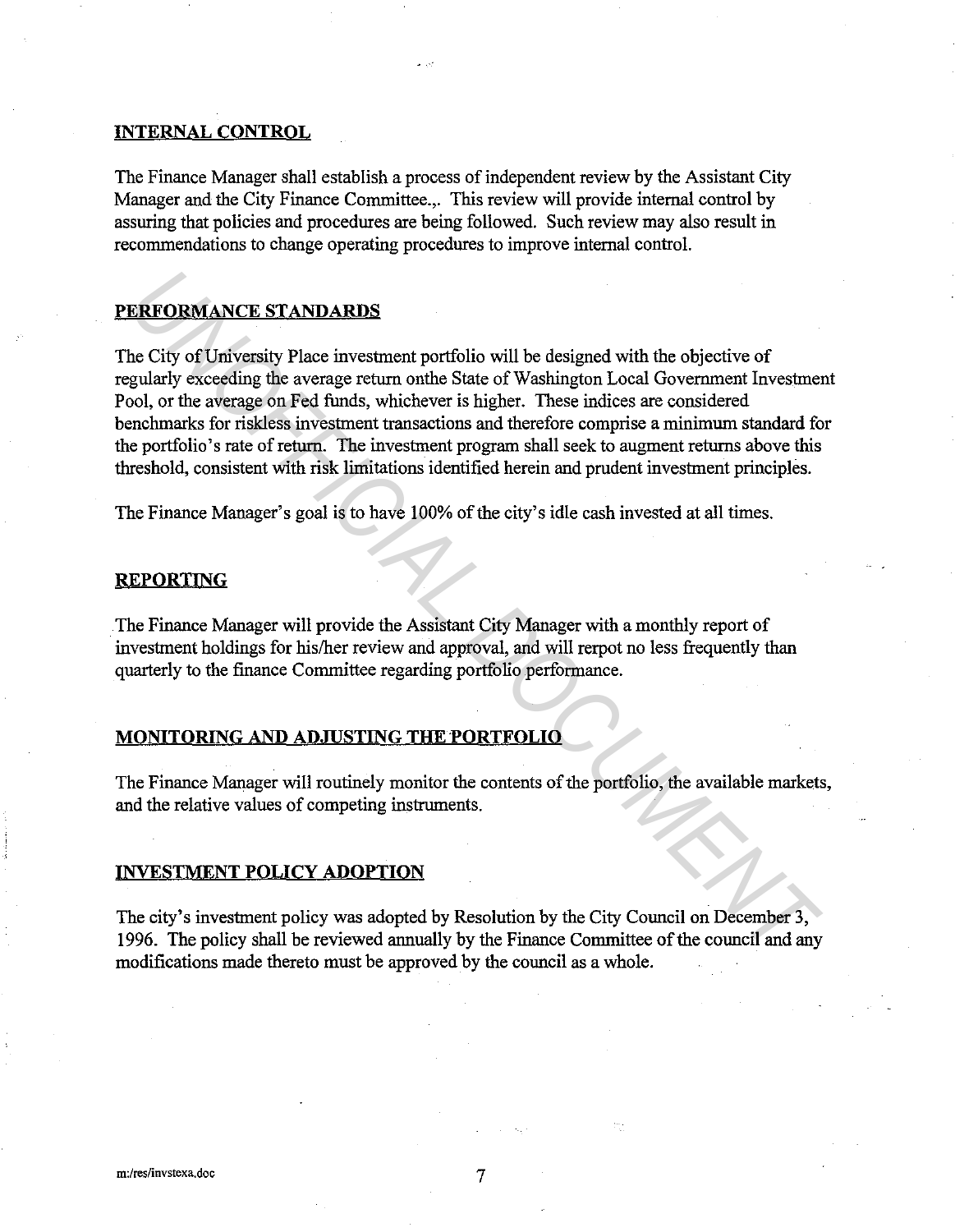## INTERNAL CONTROL

The Finance Manager shall establish a process of independent review by the Assistant City Manager and the City Finance Committee.,. This review will provide internal control by assuring that policies and procedures are being followed. Such review may also result in recommendations to change operating procedures to improve internal control.

## PERFORMANCE STANDARDS

The City of University Place investment portfolio will be designed with the objective of regularly exceeding the average return onthe State of Washington Local Government Investment Pool, or the average on Fed funds, whichever is higher. These indices are considered benchmarks for riskless investment transactions and therefore comprise a minimum standard for the portfolio's rate of return. The investment program shall seek to augment returns above this threshold, consistent with risk limitations identified herein and prudent investment principles.

The Finance Manager's goal is to have 100% of the city's idle cash invested at all times.

## REPORTING

The Finance Manager will provide the Assistant City Manager with a monthly report of investment holdings for his/her review and approval, and will rerpot no less frequently than quarterly to the finance Committee regarding portfolio performance.

## MONITORING AND ADJUSTING THE PORTFOLIO

The Finance Manager will routinely monitor the contents of the portfolio, the available markets, and the relative values of competing instruments.

## INVESTMENT POLICY ADOPTION

The city's investment policy was adopted by Resolution by the City Council on December 3, 1996. The policy shall be reviewed annually by the Finance Committee of the council and any modifications made thereto must be approved by the council as a whole.

m:/res/invstexa.doc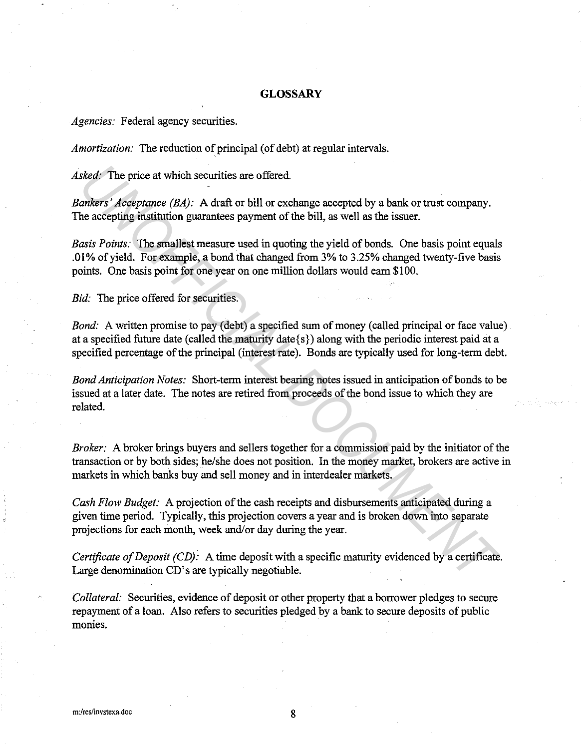## GLOSSARY

*Agencies:* Federal agency securities.

*Amortization:* The reduction of principal (of debt) at regular intervals.

*Asked:* The price at which securities are offered.

*Bankers' Acceptance (BA):* A draft or bill or exchange accepted by a bank or trust company. The accepting institution guarantees payment of the bill, as well as the issuer.

*Basis Points:* The smallest measure used in quoting the yield of bonds. One basis point equals .01% of yield. For example, a bond that changed from 3% to 3.25% changed twenty-five basis points. One basis point for one year on one million dollars would earn $100.

*Bid:* The price offered for securities.

*Bond:* A written promise to pay (debt) a specified sum of money (called principal or face value) at a specified future date (called the maturity date{s}) along with the periodic interest paid at a specified percentage of the principal (interest rate). Bonds are typically used for long-term debt.

*Bond Anticipation Notes:* Short-term interest bearing notes issued in anticipation of bonds to be issued at a later date. The notes are retired from proceeds of the bond issue to which they are related.

*Broker:* A broker brings buyers and sellers together for a commission paid by the initiator of the transaction or by both sides; he/she does not position. In the money market, brokers are active in markets in which banks buy and sell money and in interdealer markets.

*Cash Flow Budget:* A projection of the cash receipts and disbursements anticipated during a given time period. Typically, this projection covers a year and is broken down into separate projections for each month, week and/or day during the year.

*Certificate of Deposit (CD):* A time deposit with a specific maturity evidenced by a certificate. Large denomination CD's are typically negotiable.

*Collateral:* Securities, evidence of deposit or other property that a borrower pledges to secure repayment of a loan. Also refers to securities pledged by a bank to secure deposits of public monies.

m:/res/invstexa.doc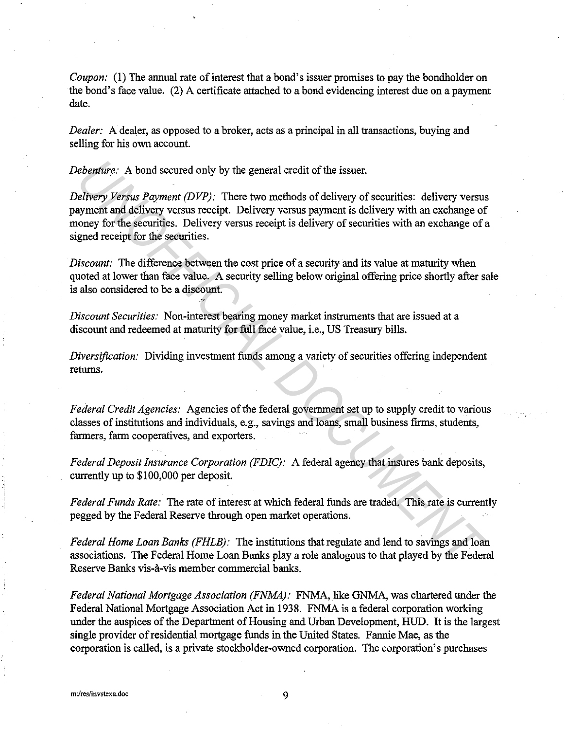*Coupon:* (1) The annual rate of interest that a bond's issuer promises to pay the bondholder on the bond's face value. (2) A certificate attached to a bond evidencing interest due on a payment date.

*Dealer:* A dealer, as opposed to a broker, acts as a principal in all transactions, buying and selling for his own account.

*Debenture:* A bond secured only by the general credit of the issuer.

*Delivery Versus Payment (DVP):* There two methods of delivery of securities: delivery versus payment and delivery versus receipt. Delivery versus payment is delivery with an exchange of money for the securities. Delivery versus receipt is delivery of securities with an exchange of a signed receipt for the securities.

*Discount:* The difference between the cost price of a security and its value at maturity when quoted at lower than face value. A security selling below original offering price shortly after sale is also considered to be a discount.

*Discount Securities:* Non-interest bearing money market instruments that are issued at a discount and redeemed at maturity for full face value, i.e., US Treasury bills.

*Diversification:* Dividing investment funds among a variety of securities offering independent returns.

*Federal Credit Agencies:* Agencies of the federal government set up to supply credit to various classes of institutions and individuals, e.g., savings and loans, small business firms, students, farmers, farm cooperatives, and exporters.

*Federal Deposit Insurance Corporation (FDIC):* A federal agency that insures bank deposits, currently up to $100,000 per deposit.

*Federal Funds Rate:* The rate of interest at which federal funds are traded. This rate is currently pegged by the Federal Reserve through open market operations.

*Federal Home Loan Banks (FHLB):* The institutions that regulate and lend to savings and loan associations. The Federal Home Loan Banks play a role analogous to that played by the Federal Reserve Banks vis-à-vis member commercial banks.

*Federal National Mortgage Association (FNMA):* FNMA, like GNMA, was chartered under the Federal National Mortgage Association Act in 1938. FNMA is a federal corporation working under the auspices of the Department of Housing and Urban Development, HUD. It is the largest single provider of residential mortgage funds in the United States. Fannie Mae, as the corporation is called, is a private stockholder-owned corporation. The corporation's purchases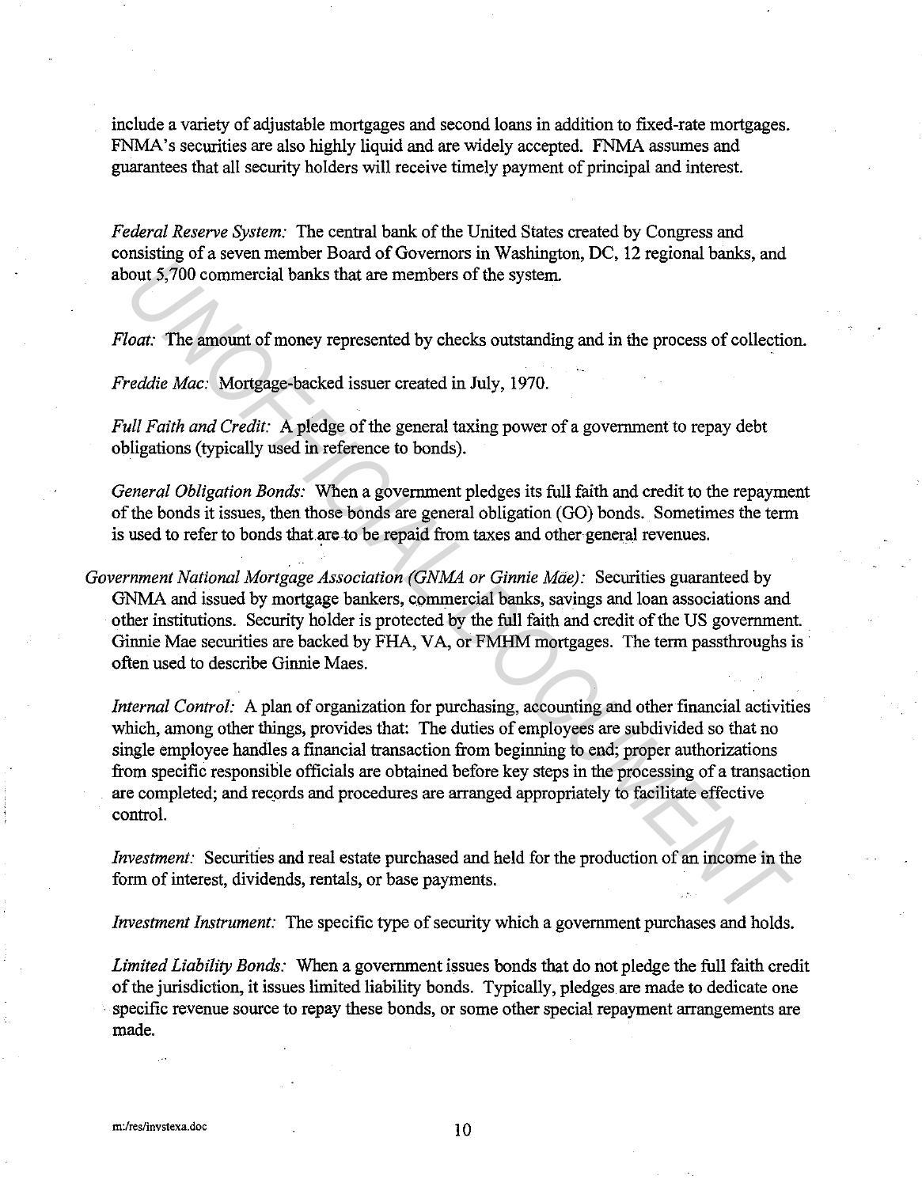include a variety of adjustable mortgages and second loans in addition to fixed-rate mortgages. FNMA's securities are also highly liquid and are widely accepted. FNMA assumes and guarantees that all security holders will receive timely payment of principal and interest.

*Federal Reserve System:* The central bank of the United States created by Congress and consisting of a seven member Board of Governors in Washington, DC, 12 regional banks, and about 5,700 commercial banks that are members of the system.

*Float:* The amount of money represented by checks outstanding and in the process of collection.

*Freddie Mac:* Mortgage-backed issuer created in July, 1970.

*Full Faith and Credit:* A pledge of the general taxing power of a government to repay debt obligations (typically used in reference to bonds).

*General Obligation Bonds:* When a government pledges its full faith and credit to the repayment of the bonds it issues, then those bonds are general obligation (GO) bonds. Sometimes the term is used to refer to bonds that are to be repaid from taxes and other general revenues.

*Government National Mortgage Association (GNMA or Ginnie Mae):* Securities guaranteed by GNMA and issued by mortgage bankers, commercial banks, savings and loan associations and other institutions. Security holder is protected by the full faith and credit of the US government. Ginnie Mae securities are backed by FHA, VA, or FMHM mortgages. The term passthroughs is often used to describe Ginnie Maes.

*Internal Control:* A plan of organization for purchasing, accounting and other financial activities which, among other things, provides that: The duties of employees are subdivided so that no single employee handles a financial transaction from beginning to end; proper authorizations from specific responsible officials are obtained before key steps in the processing of a transaction are completed; and records and procedures are arranged appropriately to facilitate effective control.

*Investment:* Securities and real estate purchased and held for the production of an income in the form of interest, dividends, rentals, or base payments.

*Investment Instrument:* The specific type of security which a government purchases and holds.

*Limited Liability Bonds:* When a government issues bonds that do not pledge the full faith credit of the jurisdiction, it issues limited liability bonds. Typically, pledges are made to dedicate one specific revenue source to repay these bonds, or some other special repayment arrangements are made.

m:/res/invstexa.doc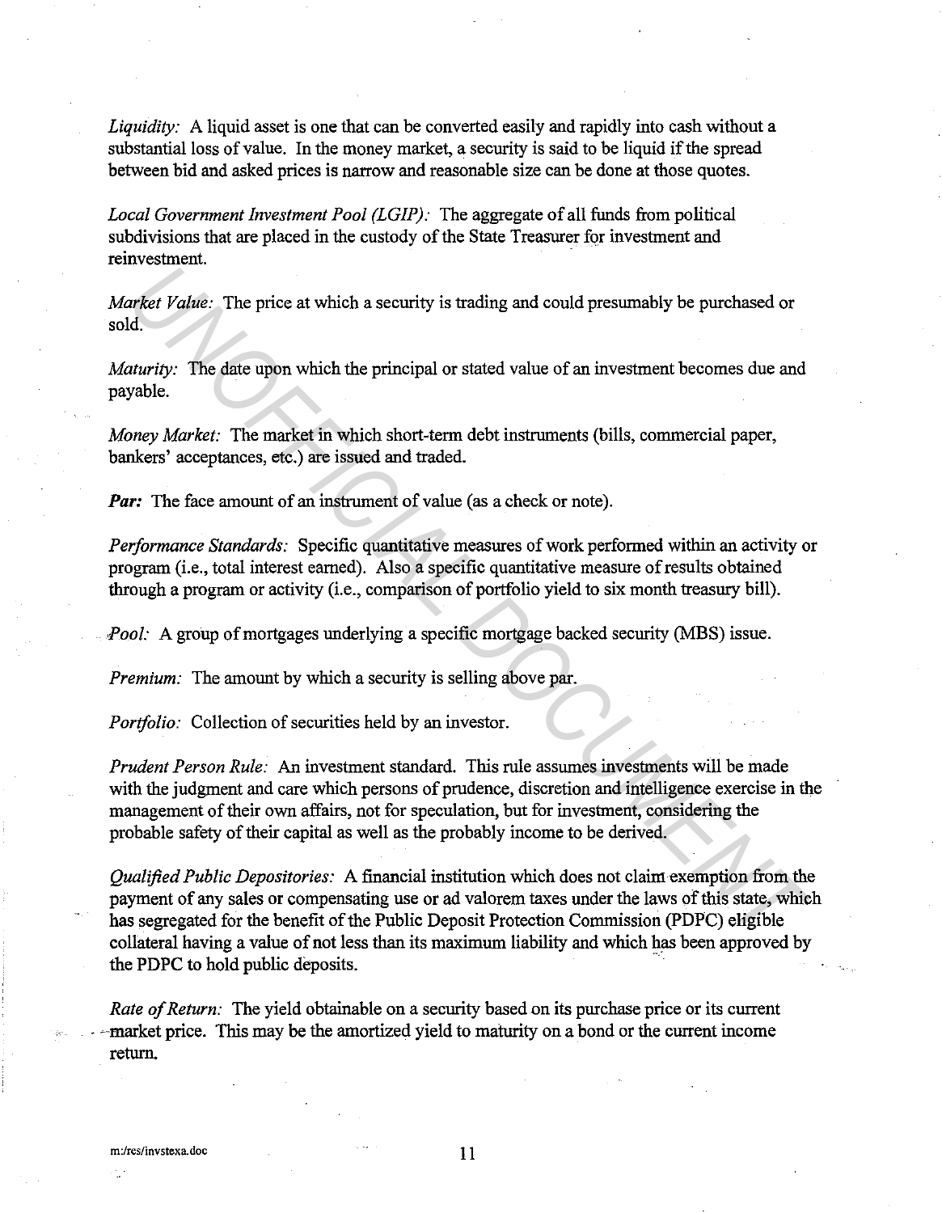*Liquidity:* A liquid asset is one that can be converted easily and rapidly into cash without a substantial loss of value. In the money market, a security is said to be liquid if the spread between bid and asked prices is narrow and reasonable size can be done at those quotes.

*Local Government Investment Pool (LGIP):* The aggregate of all funds from political subdivisions that are placed in the custody of the State Treasurer for investment and reinvestment.

*Market Value:* The price at which a security is trading and could presumably be purchased or sold.

*Maturity:* The date upon which the principal or stated value of an investment becomes due and payable.

*Money Market:* The market in which short-term debt instruments (bills, commercial paper, bankers' acceptances, etc.) are issued and traded.

***Par:*** The face amount of an instrument of value (as a check or note).

*Performance Standards:* Specific quantitative measures of work performed within an activity or program (i.e., total interest earned). Also a specific quantitative measure of results obtained through a program or activity (i.e., comparison of portfolio yield to six month treasury bill).

*Pool:* A group of mortgages underlying a specific mortgage backed security (MBS) issue.

*Premium:* The amount by which a security is selling above par.

*Portfolio:* Collection of securities held by an investor.

*Prudent Person Rule:* An investment standard. This rule assumes investments will be made with the judgment and care which persons of prudence, discretion and intelligence exercise in the management of their own affairs, not for speculation, but for investment, considering the probable safety of their capital as well as the probably income to be derived.

*Qualified Public Depositories:* A financial institution which does not claim exemption from the payment of any sales or compensating use or ad valorem taxes under the laws of this state, which has segregated for the benefit of the Public Deposit Protection Commission (PDPC) eligible collateral having a value of not less than its maximum liability and which has been approved by the PDPC to hold public deposits.

*Rate of Return:* The yield obtainable on a security based on its purchase price or its current market price. This may be the amortized yield to maturity on a bond or the current income return.

m:/res/invstexa.doc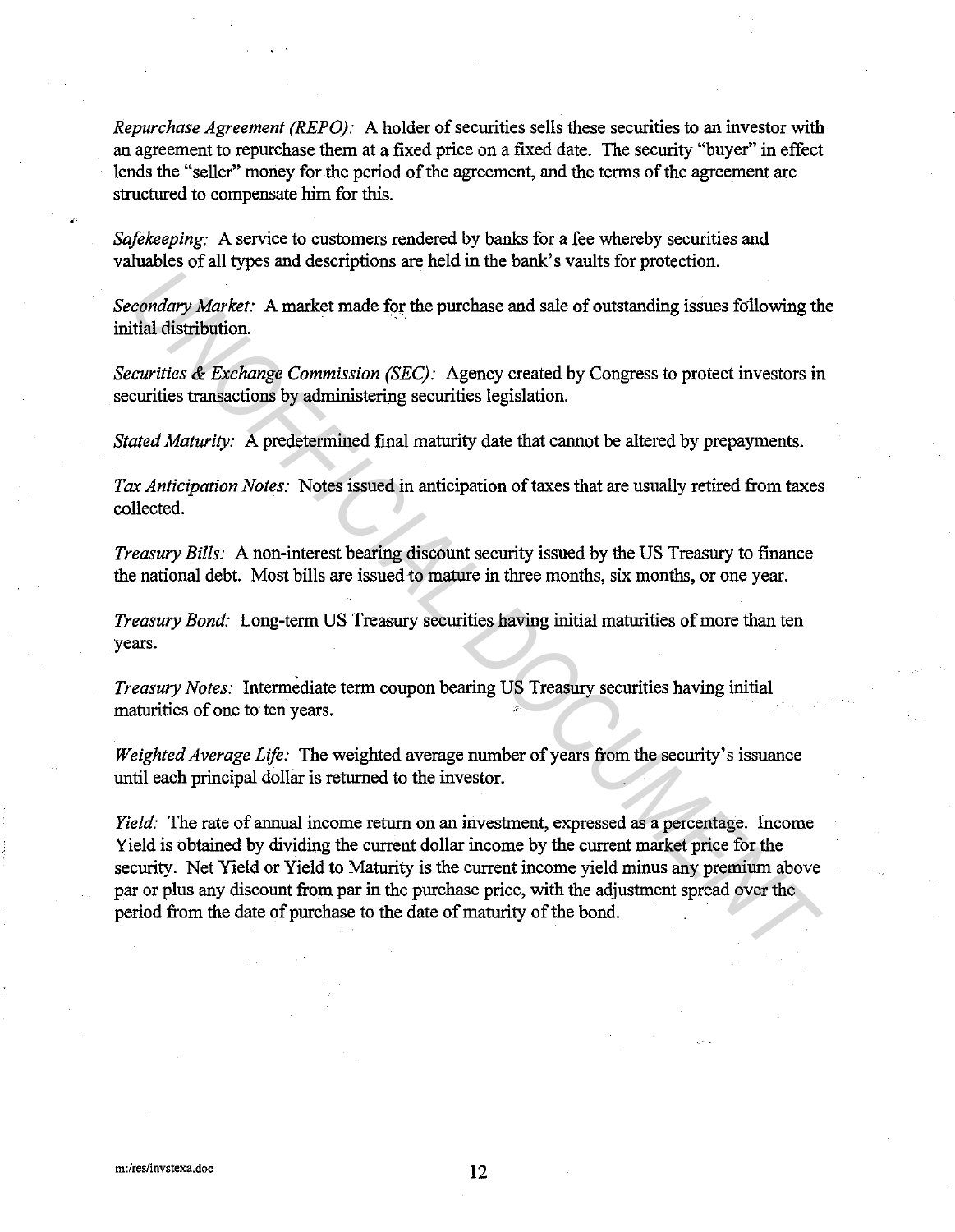*Repurchase Agreement (REPO):* A holder of securities sells these securities to an investor with an agreement to repurchase them at a fixed price on a fixed date. The security "buyer" in effect lends the "seller" money for the period of the agreement, and the terms of the agreement are structured to compensate him for this.

*Safekeeping:* A service to customers rendered by banks for a fee whereby securities and valuables of all types and descriptions are held in the bank's vaults for protection.

*Secondary Market:* A market made for the purchase and sale of outstanding issues following the initial distribution.

*Securities & Exchange Commission (SEC):* Agency created by Congress to protect investors in securities transactions by administering securities legislation.

*Stated Maturity:* A predetermined final maturity date that cannot be altered by prepayments.

*Tax Anticipation Notes:* Notes issued in anticipation of taxes that are usually retired from taxes collected.

*Treasury Bills:* A non-interest bearing discount security issued by the US Treasury to finance the national debt. Most bills are issued to mature in three months, six months, or one year.

*Treasury Bond:* Long-term US Treasury securities having initial maturities of more than ten years.

*Treasury Notes:* Intermediate term coupon bearing US Treasury securities having initial maturities of one to ten years.

*Weighted Average Life:* The weighted average number of years from the security's issuance until each principal dollar is returned to the investor.

*Yield:* The rate of annual income return on an investment, expressed as a percentage. Income Yield is obtained by dividing the current dollar income by the current market price for the security. Net Yield or Yield to Maturity is the current income yield minus any premium above par or plus any discount from par in the purchase price, with the adjustment spread over the period from the date of purchase to the date of maturity of the bond.

m:/res/invstexa.doc